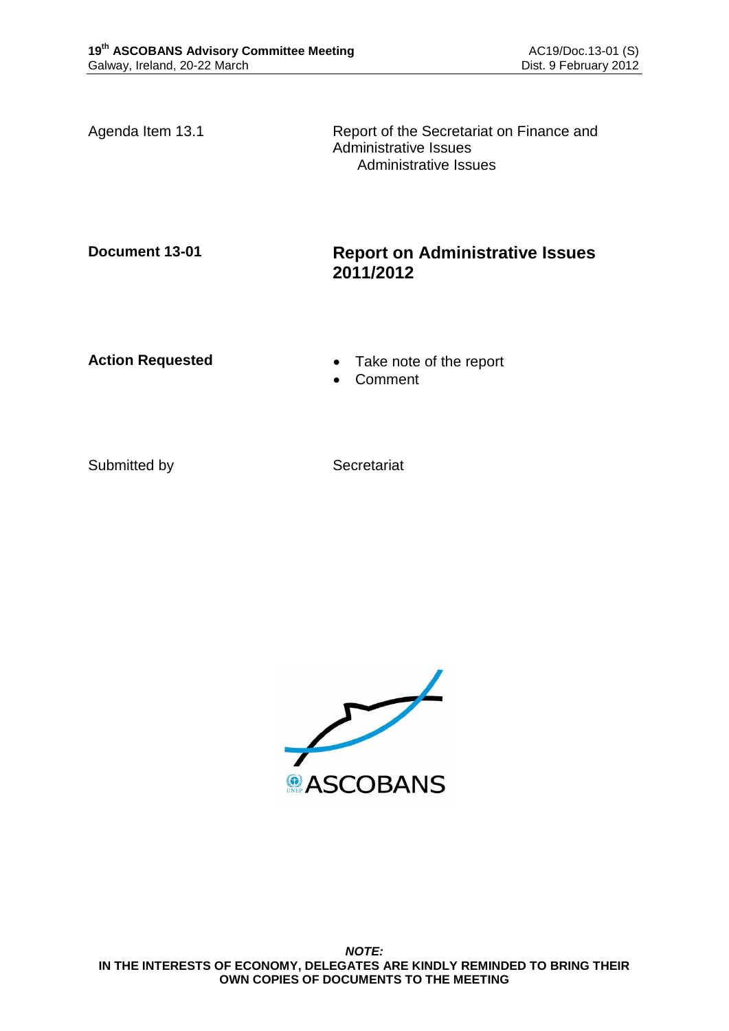Agenda Item 13.1

Report of the Secretariat on Finance and Administrative Issues
Administrative Issues

**Document 13-01**

## Report on Administrative Issues 2011/2012

**Action Requested**

- Take note of the report
- Comment

Submitted by

Secretariat

***NOTE:***
**IN THE INTERESTS OF ECONOMY, DELEGATES ARE KINDLY REMINDED TO BRING THEIR OWN COPIES OF DOCUMENTS TO THE MEETING**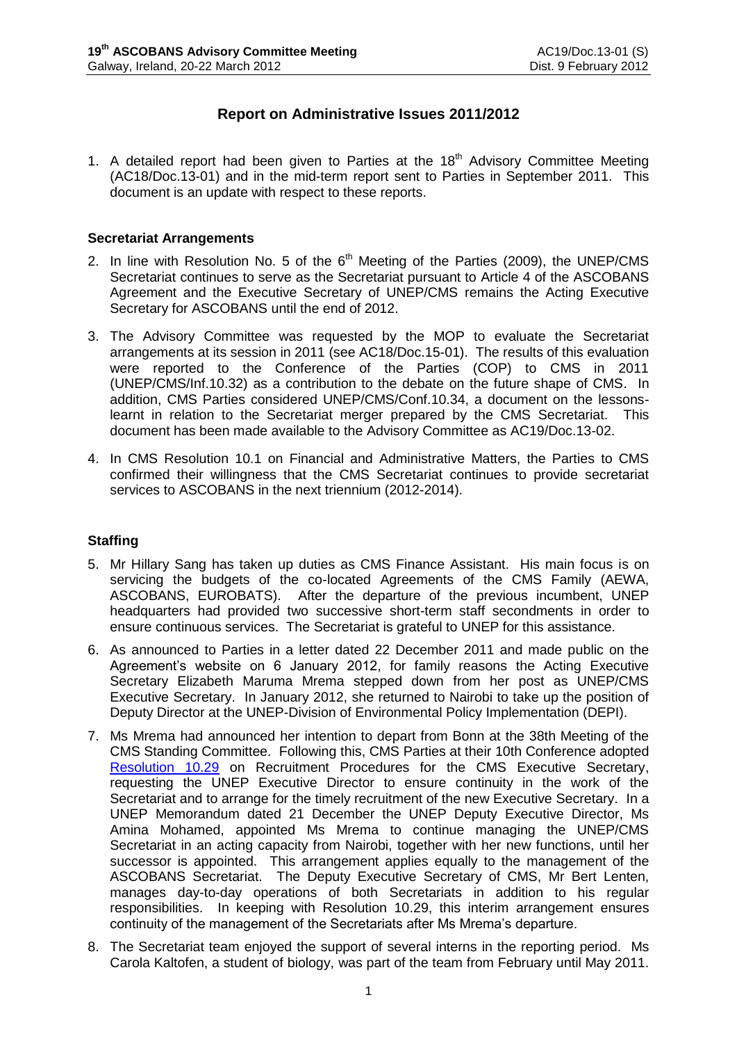# Report on Administrative Issues 2011/2012

1. A detailed report had been given to Parties at the 18th Advisory Committee Meeting (AC18/Doc.13-01) and in the mid-term report sent to Parties in September 2011. This document is an update with respect to these reports.

## Secretariat Arrangements

2. In line with Resolution No. 5 of the 6th Meeting of the Parties (2009), the UNEP/CMS Secretariat continues to serve as the Secretariat pursuant to Article 4 of the ASCOBANS Agreement and the Executive Secretary of UNEP/CMS remains the Acting Executive Secretary for ASCOBANS until the end of 2012.

3. The Advisory Committee was requested by the MOP to evaluate the Secretariat arrangements at its session in 2011 (see AC18/Doc.15-01). The results of this evaluation were reported to the Conference of the Parties (COP) to CMS in 2011 (UNEP/CMS/Inf.10.32) as a contribution to the debate on the future shape of CMS. In addition, CMS Parties considered UNEP/CMS/Conf.10.34, a document on the lessons-learnt in relation to the Secretariat merger prepared by the CMS Secretariat. This document has been made available to the Advisory Committee as AC19/Doc.13-02.

4. In CMS Resolution 10.1 on Financial and Administrative Matters, the Parties to CMS confirmed their willingness that the CMS Secretariat continues to provide secretariat services to ASCOBANS in the next triennium (2012-2014).

## Staffing

5. Mr Hillary Sang has taken up duties as CMS Finance Assistant. His main focus is on servicing the budgets of the co-located Agreements of the CMS Family (AEWA, ASCOBANS, EUROBATS). After the departure of the previous incumbent, UNEP headquarters had provided two successive short-term staff secondments in order to ensure continuous services. The Secretariat is grateful to UNEP for this assistance.

6. As announced to Parties in a letter dated 22 December 2011 and made public on the Agreement's website on 6 January 2012, for family reasons the Acting Executive Secretary Elizabeth Maruma Mrema stepped down from her post as UNEP/CMS Executive Secretary. In January 2012, she returned to Nairobi to take up the position of Deputy Director at the UNEP-Division of Environmental Policy Implementation (DEPI).

7. Ms Mrema had announced her intention to depart from Bonn at the 38th Meeting of the CMS Standing Committee. Following this, CMS Parties at their 10th Conference adopted Resolution 10.29 on Recruitment Procedures for the CMS Executive Secretary, requesting the UNEP Executive Director to ensure continuity in the work of the Secretariat and to arrange for the timely recruitment of the new Executive Secretary. In a UNEP Memorandum dated 21 December the UNEP Deputy Executive Director, Ms Amina Mohamed, appointed Ms Mrema to continue managing the UNEP/CMS Secretariat in an acting capacity from Nairobi, together with her new functions, until her successor is appointed. This arrangement applies equally to the management of the ASCOBANS Secretariat. The Deputy Executive Secretary of CMS, Mr Bert Lenten, manages day-to-day operations of both Secretariats in addition to his regular responsibilities. In keeping with Resolution 10.29, this interim arrangement ensures continuity of the management of the Secretariats after Ms Mrema's departure.

8. The Secretariat team enjoyed the support of several interns in the reporting period. Ms Carola Kaltofen, a student of biology, was part of the team from February until May 2011.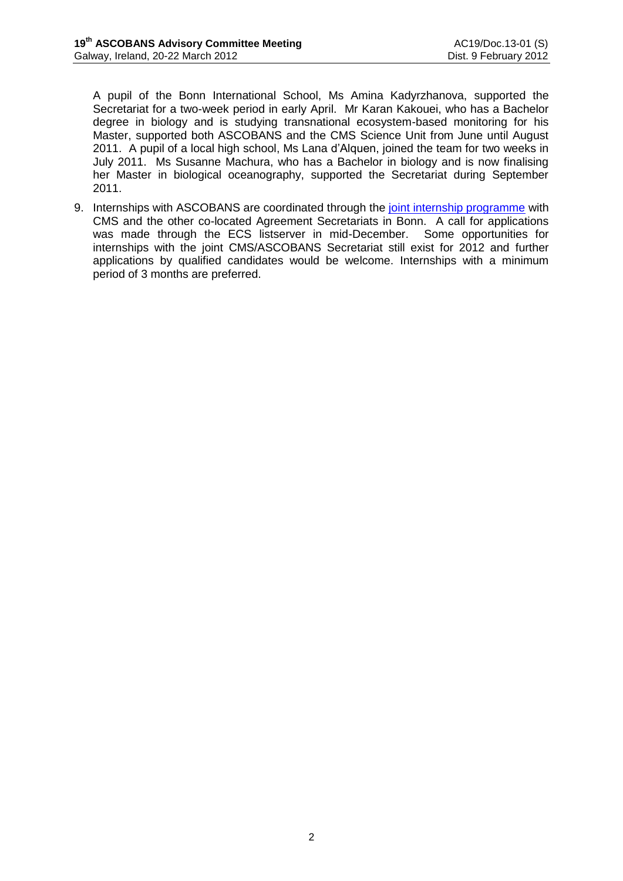A pupil of the Bonn International School, Ms Amina Kadyrzhanova, supported the Secretariat for a two-week period in early April. Mr Karan Kakouei, who has a Bachelor degree in biology and is studying transnational ecosystem-based monitoring for his Master, supported both ASCOBANS and the CMS Science Unit from June until August 2011. A pupil of a local high school, Ms Lana d'Alquen, joined the team for two weeks in July 2011. Ms Susanne Machura, who has a Bachelor in biology and is now finalising her Master in biological oceanography, supported the Secretariat during September 2011.

9. Internships with ASCOBANS are coordinated through the joint internship programme with CMS and the other co-located Agreement Secretariats in Bonn. A call for applications was made through the ECS listserver in mid-December. Some opportunities for internships with the joint CMS/ASCOBANS Secretariat still exist for 2012 and further applications by qualified candidates would be welcome. Internships with a minimum period of 3 months are preferred.